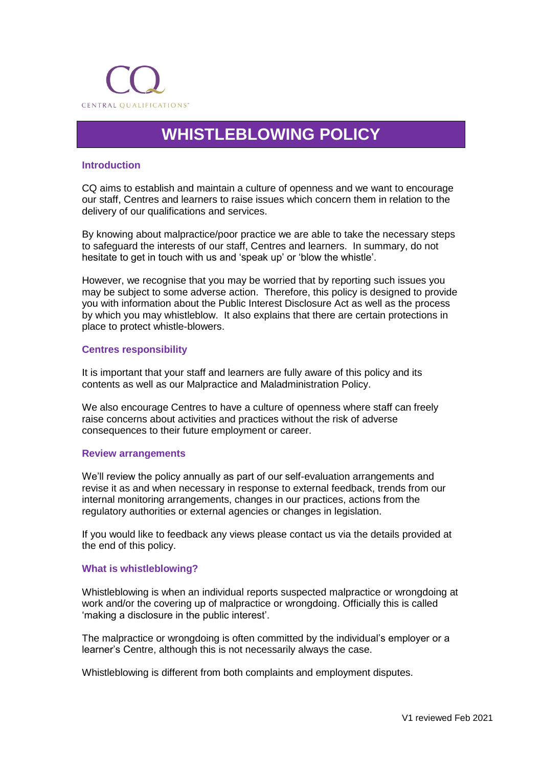CQ

CENTRAL QUALIFICATIONS

# WHISTLEBLOWING POLICY

## Introduction

CQ aims to establish and maintain a culture of openness and we want to encourage our staff, Centres and learners to raise issues which concern them in relation to the delivery of our qualifications and services.

By knowing about malpractice/poor practice we are able to take the necessary steps to safeguard the interests of our staff, Centres and learners. In summary, do not hesitate to get in touch with us and 'speak up' or 'blow the whistle'.

However, we recognise that you may be worried that by reporting such issues you may be subject to some adverse action. Therefore, this policy is designed to provide you with information about the Public Interest Disclosure Act as well as the process by which you may whistleblow. It also explains that there are certain protections in place to protect whistle-blowers.

## Centres responsibility

It is important that your staff and learners are fully aware of this policy and its contents as well as our Malpractice and Maladministration Policy.

We also encourage Centres to have a culture of openness where staff can freely raise concerns about activities and practices without the risk of adverse consequences to their future employment or career.

## Review arrangements

We'll review the policy annually as part of our self-evaluation arrangements and revise it as and when necessary in response to external feedback, trends from our internal monitoring arrangements, changes in our practices, actions from the regulatory authorities or external agencies or changes in legislation.

If you would like to feedback any views please contact us via the details provided at the end of this policy.

## What is whistleblowing?

Whistleblowing is when an individual reports suspected malpractice or wrongdoing at work and/or the covering up of malpractice or wrongdoing. Officially this is called 'making a disclosure in the public interest'.

The malpractice or wrongdoing is often committed by the individual's employer or a learner's Centre, although this is not necessarily always the case.

Whistleblowing is different from both complaints and employment disputes.

V1 reviewed Feb 2021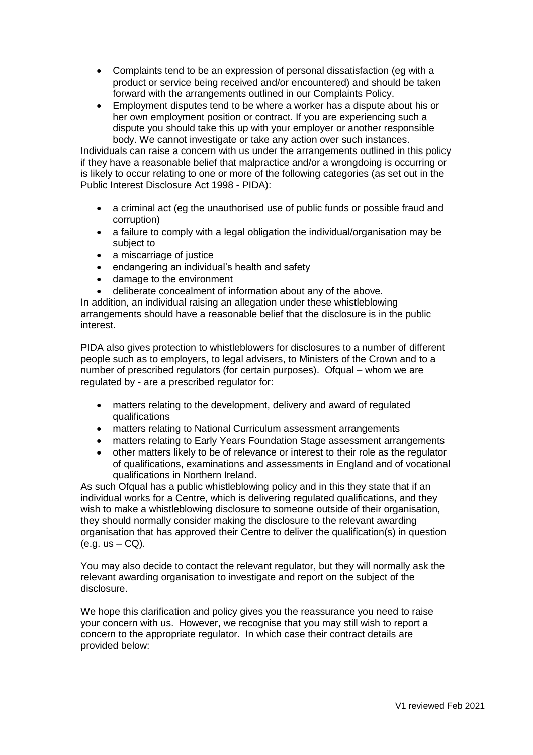- Complaints tend to be an expression of personal dissatisfaction (eg with a product or service being received and/or encountered) and should be taken forward with the arrangements outlined in our Complaints Policy.
- Employment disputes tend to be where a worker has a dispute about his or her own employment position or contract. If you are experiencing such a dispute you should take this up with your employer or another responsible body. We cannot investigate or take any action over such instances.

Individuals can raise a concern with us under the arrangements outlined in this policy if they have a reasonable belief that malpractice and/or a wrongdoing is occurring or is likely to occur relating to one or more of the following categories (as set out in the Public Interest Disclosure Act 1998 - PIDA):

- a criminal act (eg the unauthorised use of public funds or possible fraud and corruption)
- a failure to comply with a legal obligation the individual/organisation may be subject to
- a miscarriage of justice
- endangering an individual's health and safety
- damage to the environment
- deliberate concealment of information about any of the above.

In addition, an individual raising an allegation under these whistleblowing arrangements should have a reasonable belief that the disclosure is in the public interest.

PIDA also gives protection to whistleblowers for disclosures to a number of different people such as to employers, to legal advisers, to Ministers of the Crown and to a number of prescribed regulators (for certain purposes). Ofqual – whom we are regulated by - are a prescribed regulator for:

- matters relating to the development, delivery and award of regulated qualifications
- matters relating to National Curriculum assessment arrangements
- matters relating to Early Years Foundation Stage assessment arrangements
- other matters likely to be of relevance or interest to their role as the regulator of qualifications, examinations and assessments in England and of vocational qualifications in Northern Ireland.

As such Ofqual has a public whistleblowing policy and in this they state that if an individual works for a Centre, which is delivering regulated qualifications, and they wish to make a whistleblowing disclosure to someone outside of their organisation, they should normally consider making the disclosure to the relevant awarding organisation that has approved their Centre to deliver the qualification(s) in question (e.g. us – CQ).

You may also decide to contact the relevant regulator, but they will normally ask the relevant awarding organisation to investigate and report on the subject of the disclosure.

We hope this clarification and policy gives you the reassurance you need to raise your concern with us. However, we recognise that you may still wish to report a concern to the appropriate regulator. In which case their contract details are provided below: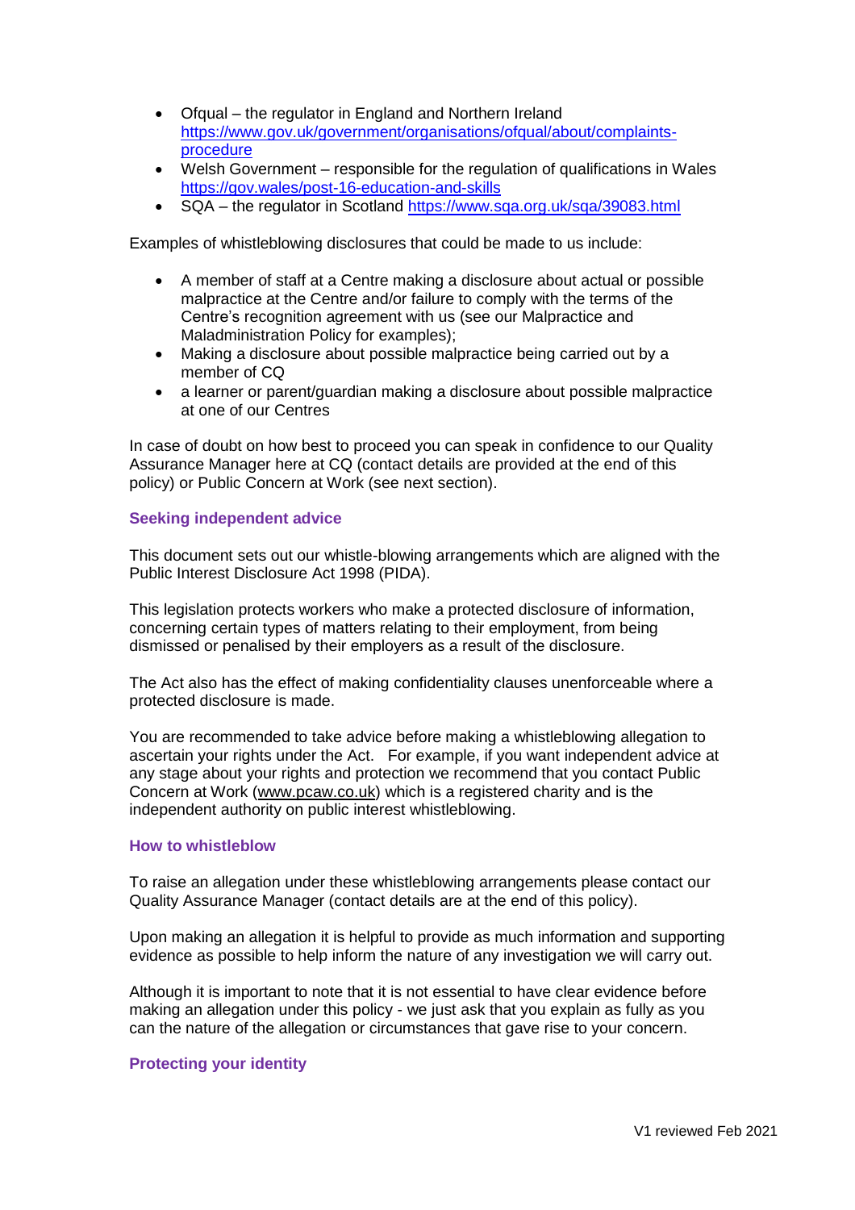- Ofqual – the regulator in England and Northern Ireland [https://www.gov.uk/government/organisations/ofqual/about/complaints-procedure](https://www.gov.uk/government/organisations/ofqual/about/complaints-procedure)
- Welsh Government – responsible for the regulation of qualifications in Wales [https://gov.wales/post-16-education-and-skills](https://gov.wales/post-16-education-and-skills)
- SQA – the regulator in Scotland [https://www.sqa.org.uk/sqa/39083.html](https://www.sqa.org.uk/sqa/39083.html)

Examples of whistleblowing disclosures that could be made to us include:

- A member of staff at a Centre making a disclosure about actual or possible malpractice at the Centre and/or failure to comply with the terms of the Centre's recognition agreement with us (see our Malpractice and Maladministration Policy for examples);
- Making a disclosure about possible malpractice being carried out by a member of CQ
- a learner or parent/guardian making a disclosure about possible malpractice at one of our Centres

In case of doubt on how best to proceed you can speak in confidence to our Quality Assurance Manager here at CQ (contact details are provided at the end of this policy) or Public Concern at Work (see next section).

### Seeking independent advice

This document sets out our whistle-blowing arrangements which are aligned with the Public Interest Disclosure Act 1998 (PIDA).

This legislation protects workers who make a protected disclosure of information, concerning certain types of matters relating to their employment, from being dismissed or penalised by their employers as a result of the disclosure.

The Act also has the effect of making confidentiality clauses unenforceable where a protected disclosure is made.

You are recommended to take advice before making a whistleblowing allegation to ascertain your rights under the Act. For example, if you want independent advice at any stage about your rights and protection we recommend that you contact Public Concern at Work ([www.pcaw.co.uk](http://www.pcaw.co.uk)) which is a registered charity and is the independent authority on public interest whistleblowing.

### How to whistleblow

To raise an allegation under these whistleblowing arrangements please contact our Quality Assurance Manager (contact details are at the end of this policy).

Upon making an allegation it is helpful to provide as much information and supporting evidence as possible to help inform the nature of any investigation we will carry out.

Although it is important to note that it is not essential to have clear evidence before making an allegation under this policy - we just ask that you explain as fully as you can the nature of the allegation or circumstances that gave rise to your concern.

### Protecting your identity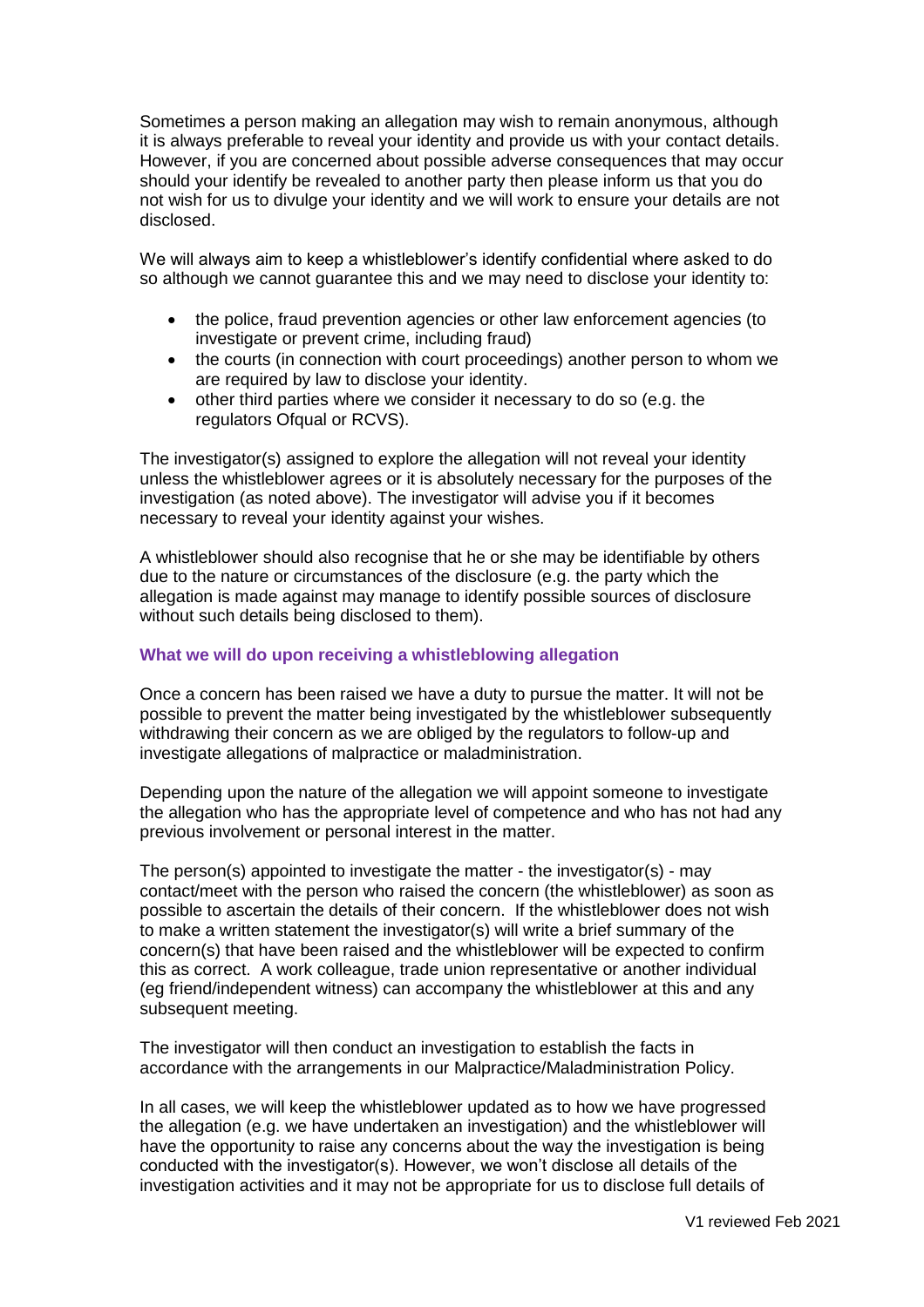Sometimes a person making an allegation may wish to remain anonymous, although it is always preferable to reveal your identity and provide us with your contact details. However, if you are concerned about possible adverse consequences that may occur should your identify be revealed to another party then please inform us that you do not wish for us to divulge your identity and we will work to ensure your details are not disclosed.

We will always aim to keep a whistleblower's identify confidential where asked to do so although we cannot guarantee this and we may need to disclose your identity to:

- the police, fraud prevention agencies or other law enforcement agencies (to investigate or prevent crime, including fraud)
- the courts (in connection with court proceedings) another person to whom we are required by law to disclose your identity.
- other third parties where we consider it necessary to do so (e.g. the regulators Ofqual or RCVS).

The investigator(s) assigned to explore the allegation will not reveal your identity unless the whistleblower agrees or it is absolutely necessary for the purposes of the investigation (as noted above). The investigator will advise you if it becomes necessary to reveal your identity against your wishes.

A whistleblower should also recognise that he or she may be identifiable by others due to the nature or circumstances of the disclosure (e.g. the party which the allegation is made against may manage to identify possible sources of disclosure without such details being disclosed to them).

### What we will do upon receiving a whistleblowing allegation

Once a concern has been raised we have a duty to pursue the matter. It will not be possible to prevent the matter being investigated by the whistleblower subsequently withdrawing their concern as we are obliged by the regulators to follow-up and investigate allegations of malpractice or maladministration.

Depending upon the nature of the allegation we will appoint someone to investigate the allegation who has the appropriate level of competence and who has not had any previous involvement or personal interest in the matter.

The person(s) appointed to investigate the matter - the investigator(s) - may contact/meet with the person who raised the concern (the whistleblower) as soon as possible to ascertain the details of their concern. If the whistleblower does not wish to make a written statement the investigator(s) will write a brief summary of the concern(s) that have been raised and the whistleblower will be expected to confirm this as correct. A work colleague, trade union representative or another individual (eg friend/independent witness) can accompany the whistleblower at this and any subsequent meeting.

The investigator will then conduct an investigation to establish the facts in accordance with the arrangements in our Malpractice/Maladministration Policy.

In all cases, we will keep the whistleblower updated as to how we have progressed the allegation (e.g. we have undertaken an investigation) and the whistleblower will have the opportunity to raise any concerns about the way the investigation is being conducted with the investigator(s). However, we won't disclose all details of the investigation activities and it may not be appropriate for us to disclose full details of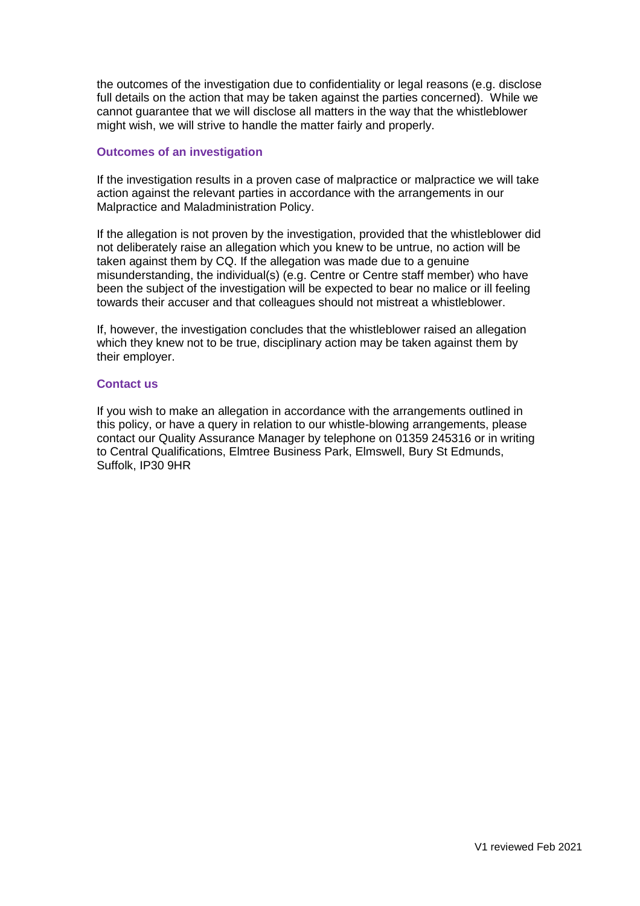the outcomes of the investigation due to confidentiality or legal reasons (e.g. disclose full details on the action that may be taken against the parties concerned). While we cannot guarantee that we will disclose all matters in the way that the whistleblower might wish, we will strive to handle the matter fairly and properly.

### Outcomes of an investigation

If the investigation results in a proven case of malpractice or malpractice we will take action against the relevant parties in accordance with the arrangements in our Malpractice and Maladministration Policy.

If the allegation is not proven by the investigation, provided that the whistleblower did not deliberately raise an allegation which you knew to be untrue, no action will be taken against them by CQ. If the allegation was made due to a genuine misunderstanding, the individual(s) (e.g. Centre or Centre staff member) who have been the subject of the investigation will be expected to bear no malice or ill feeling towards their accuser and that colleagues should not mistreat a whistleblower.

If, however, the investigation concludes that the whistleblower raised an allegation which they knew not to be true, disciplinary action may be taken against them by their employer.

### Contact us

If you wish to make an allegation in accordance with the arrangements outlined in this policy, or have a query in relation to our whistle-blowing arrangements, please contact our Quality Assurance Manager by telephone on 01359 245316 or in writing to Central Qualifications, Elmtree Business Park, Elmswell, Bury St Edmunds, Suffolk, IP30 9HR

V1 reviewed Feb 2021